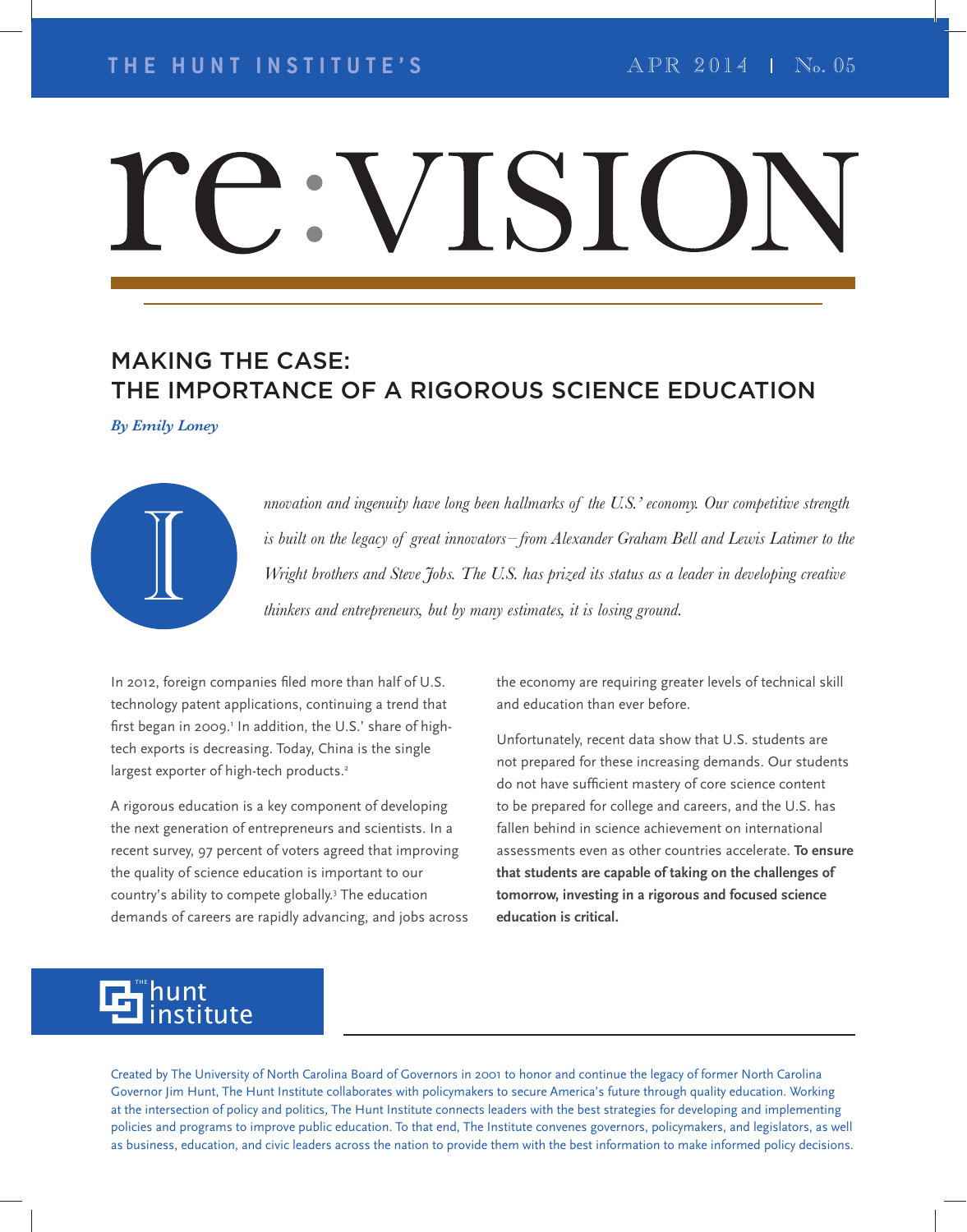THE HUNT INSTITUTE'S

APR 2014 | No. 05

# re:VISION

## MAKING THE CASE: THE IMPORTANCE OF A RIGOROUS SCIENCE EDUCATION

*By Emily Loney*

*Innovation and ingenuity have long been hallmarks of the U.S.' economy. Our competitive strength is built on the legacy of great innovators—from Alexander Graham Bell and Lewis Latimer to the Wright brothers and Steve Jobs. The U.S. has prized its status as a leader in developing creative thinkers and entrepreneurs, but by many estimates, it is losing ground.*

In 2012, foreign companies filed more than half of U.S. technology patent applications, continuing a trend that first began in 2009.[1] In addition, the U.S.' share of high-tech exports is decreasing. Today, China is the single largest exporter of high-tech products.[2]

A rigorous education is a key component of developing the next generation of entrepreneurs and scientists. In a recent survey, 97 percent of voters agreed that improving the quality of science education is important to our country's ability to compete globally.[3] The education demands of careers are rapidly advancing, and jobs across the economy are requiring greater levels of technical skill and education than ever before.

Unfortunately, recent data show that U.S. students are not prepared for these increasing demands. Our students do not have sufficient mastery of core science content to be prepared for college and careers, and the U.S. has fallen behind in science achievement on international assessments even as other countries accelerate. **To ensure that students are capable of taking on the challenges of tomorrow, investing in a rigorous and focused science education is critical.**

the hunt institute

Created by The University of North Carolina Board of Governors in 2001 to honor and continue the legacy of former North Carolina Governor Jim Hunt, The Hunt Institute collaborates with policymakers to secure America's future through quality education. Working at the intersection of policy and politics, The Hunt Institute connects leaders with the best strategies for developing and implementing policies and programs to improve public education. To that end, The Institute convenes governors, policymakers, and legislators, as well as business, education, and civic leaders across the nation to provide them with the best information to make informed policy decisions.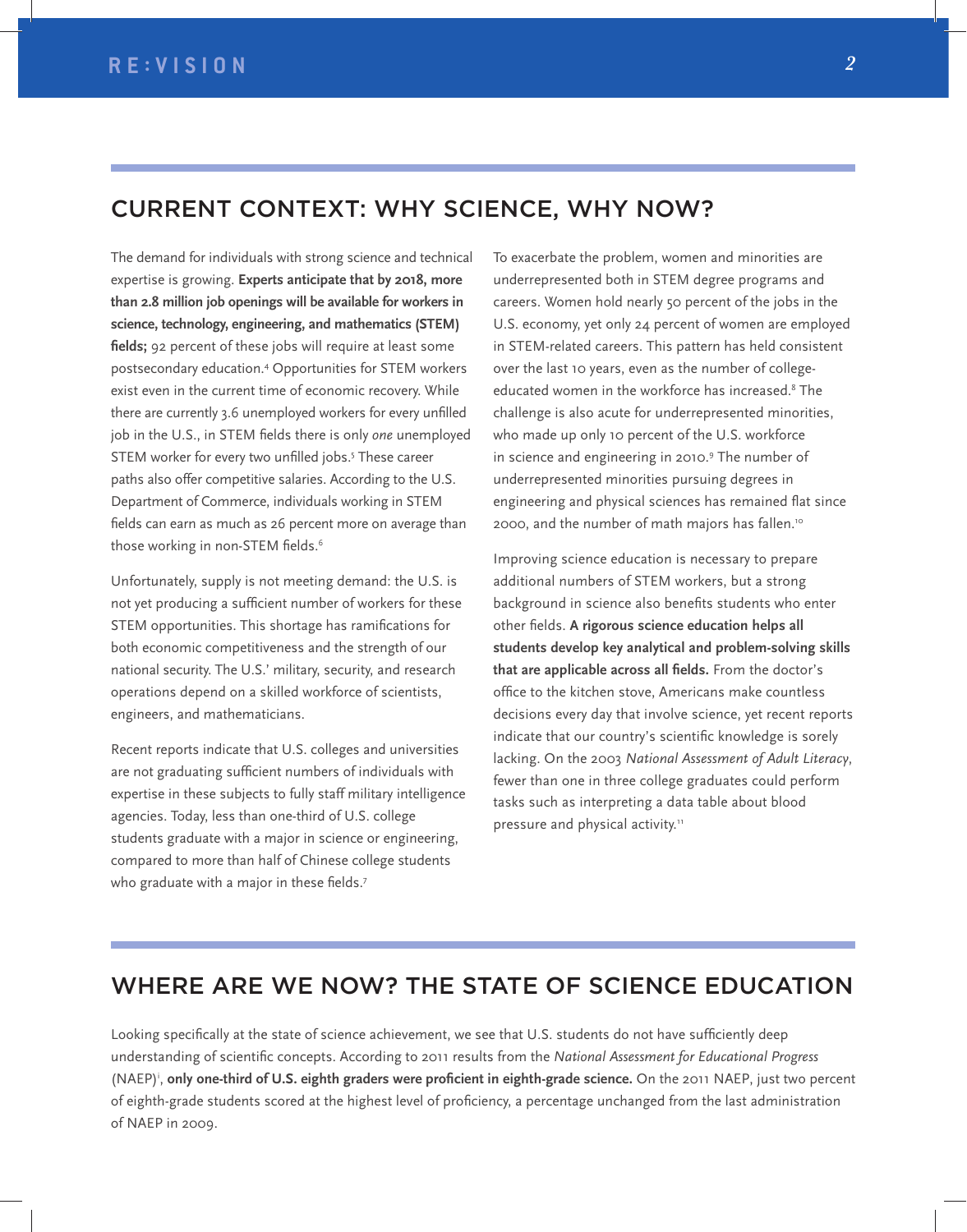## CURRENT CONTEXT: WHY SCIENCE, WHY NOW?

The demand for individuals with strong science and technical expertise is growing. **Experts anticipate that by 2018, more than 2.8 million job openings will be available for workers in science, technology, engineering, and mathematics (STEM) fields;** 92 percent of these jobs will require at least some postsecondary education.[4] Opportunities for STEM workers exist even in the current time of economic recovery. While there are currently 3.6 unemployed workers for every unfilled job in the U.S., in STEM fields there is only *one* unemployed STEM worker for every two unfilled jobs.[5] These career paths also offer competitive salaries. According to the U.S. Department of Commerce, individuals working in STEM fields can earn as much as 26 percent more on average than those working in non-STEM fields.[6]

Unfortunately, supply is not meeting demand: the U.S. is not yet producing a sufficient number of workers for these STEM opportunities. This shortage has ramifications for both economic competitiveness and the strength of our national security. The U.S.' military, security, and research operations depend on a skilled workforce of scientists, engineers, and mathematicians.

Recent reports indicate that U.S. colleges and universities are not graduating sufficient numbers of individuals with expertise in these subjects to fully staff military intelligence agencies. Today, less than one-third of U.S. college students graduate with a major in science or engineering, compared to more than half of Chinese college students who graduate with a major in these fields.[7]

To exacerbate the problem, women and minorities are underrepresented both in STEM degree programs and careers. Women hold nearly 50 percent of the jobs in the U.S. economy, yet only 24 percent of women are employed in STEM-related careers. This pattern has held consistent over the last 10 years, even as the number of college-educated women in the workforce has increased.[8] The challenge is also acute for underrepresented minorities, who made up only 10 percent of the U.S. workforce in science and engineering in 2010.[9] The number of underrepresented minorities pursuing degrees in engineering and physical sciences has remained flat since 2000, and the number of math majors has fallen.[10]

Improving science education is necessary to prepare additional numbers of STEM workers, but a strong background in science also benefits students who enter other fields. **A rigorous science education helps all students develop key analytical and problem-solving skills that are applicable across all fields.** From the doctor's office to the kitchen stove, Americans make countless decisions every day that involve science, yet recent reports indicate that our country's scientific knowledge is sorely lacking. On the 2003 *National Assessment of Adult Literacy*, fewer than one in three college graduates could perform tasks such as interpreting a data table about blood pressure and physical activity.[11]

## WHERE ARE WE NOW? THE STATE OF SCIENCE EDUCATION

Looking specifically at the state of science achievement, we see that U.S. students do not have sufficiently deep understanding of scientific concepts. According to 2011 results from the *National Assessment for Educational Progress* (NAEP)[i], **only one-third of U.S. eighth graders were proficient in eighth-grade science.** On the 2011 NAEP, just two percent of eighth-grade students scored at the highest level of proficiency, a percentage unchanged from the last administration of NAEP in 2009.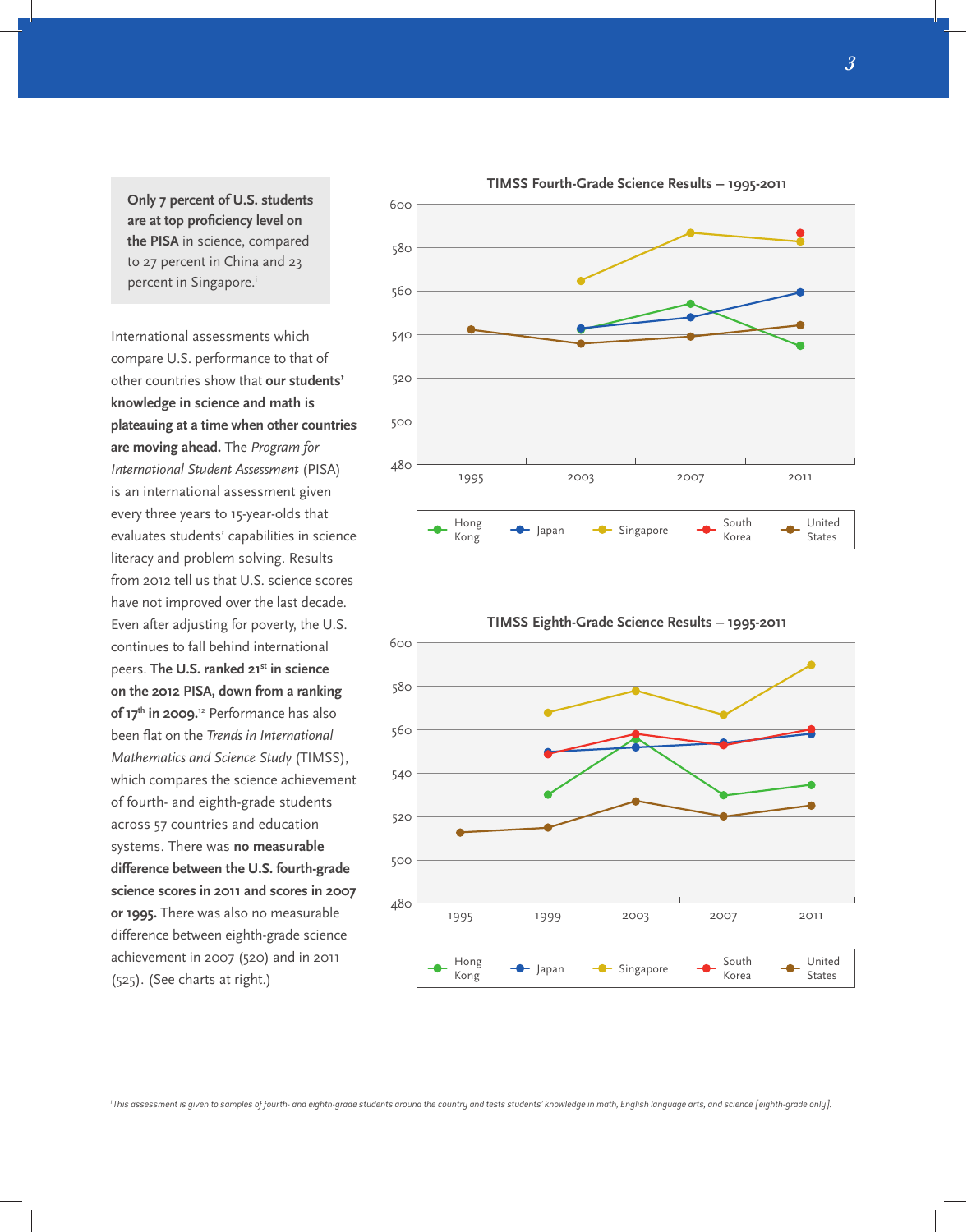**Only 7 percent of U.S. students are at top proficiency level on the PISA** in science, compared to 27 percent in China and 23 percent in Singapore.[i]

International assessments which compare U.S. performance to that of other countries show that **our students' knowledge in science and math is plateauing at a time when other countries are moving ahead.** The *Program for International Student Assessment* (PISA) is an international assessment given every three years to 15-year-olds that evaluates students' capabilities in science literacy and problem solving. Results from 2012 tell us that U.S. science scores have not improved over the last decade. Even after adjusting for poverty, the U.S. continues to fall behind international peers. **The U.S. ranked 21st in science on the 2012 PISA, down from a ranking of 17th in 2009.**[12] Performance has also been flat on the *Trends in International Mathematics and Science Study* (TIMSS), which compares the science achievement of fourth- and eighth-grade students across 57 countries and education systems. There was **no measurable difference between the U.S. fourth-grade science scores in 2011 and scores in 2007 or 1995.** There was also no measurable difference between eighth-grade science achievement in 2007 (520) and in 2011 (525). (See charts at right.)

**TIMSS Fourth-Grade Science Results – 1995-2011**

Legend: Hong Kong, Japan, Singapore, South Korea, United States

**TIMSS Eighth-Grade Science Results – 1995-2011**

Legend: Hong Kong, Japan, Singapore, South Korea, United States

[i] *This assessment is given to samples of fourth- and eighth-grade students around the country and tests students' knowledge in math, English language arts, and science [eighth-grade only].*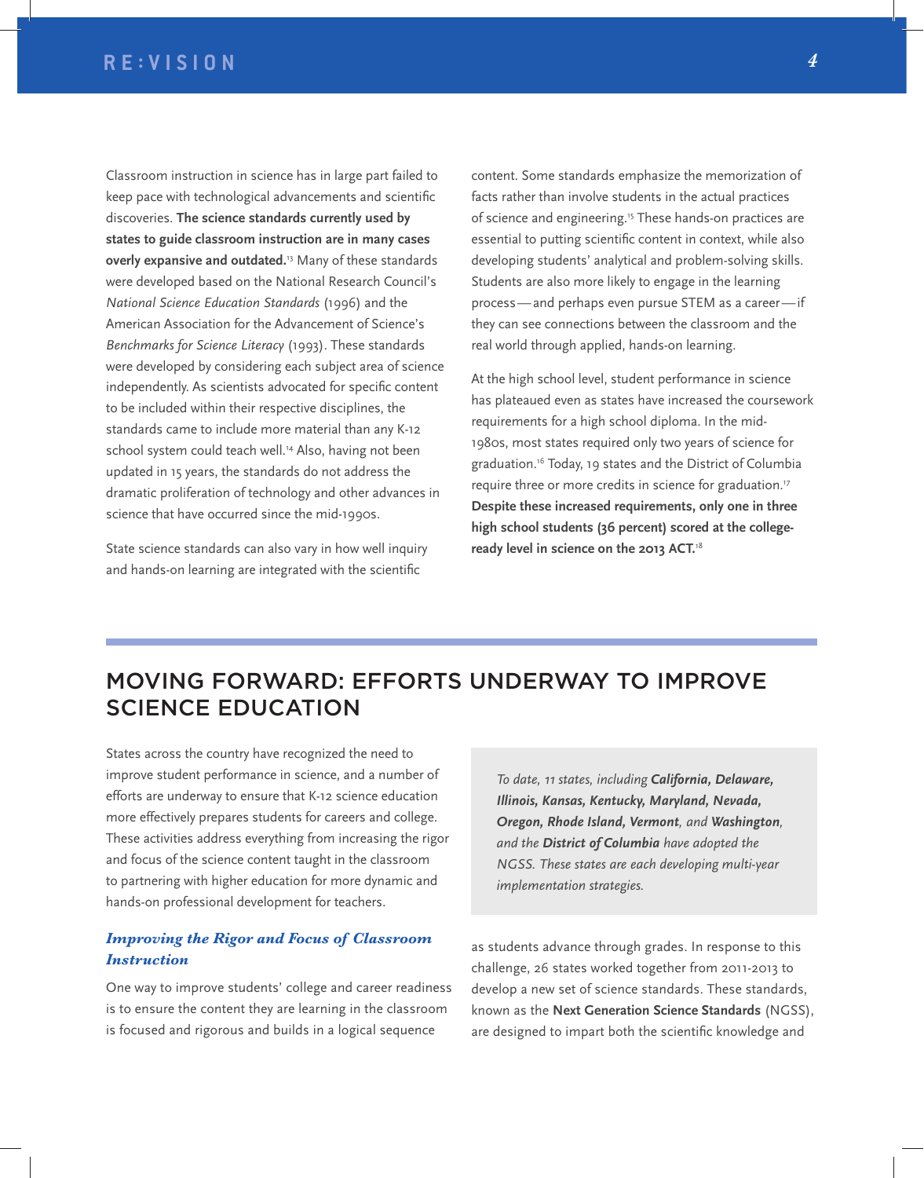Classroom instruction in science has in large part failed to keep pace with technological advancements and scientific discoveries. **The science standards currently used by states to guide classroom instruction are in many cases overly expansive and outdated.**[13] Many of these standards were developed based on the National Research Council's *National Science Education Standards* (1996) and the American Association for the Advancement of Science's *Benchmarks for Science Literacy* (1993). These standards were developed by considering each subject area of science independently. As scientists advocated for specific content to be included within their respective disciplines, the standards came to include more material than any K-12 school system could teach well.[14] Also, having not been updated in 15 years, the standards do not address the dramatic proliferation of technology and other advances in science that have occurred since the mid-1990s.

State science standards can also vary in how well inquiry and hands-on learning are integrated with the scientific content. Some standards emphasize the memorization of facts rather than involve students in the actual practices of science and engineering.[15] These hands-on practices are essential to putting scientific content in context, while also developing students' analytical and problem-solving skills. Students are also more likely to engage in the learning process — and perhaps even pursue STEM as a career — if they can see connections between the classroom and the real world through applied, hands-on learning.

At the high school level, student performance in science has plateaued even as states have increased the coursework requirements for a high school diploma. In the mid-1980s, most states required only two years of science for graduation.[16] Today, 19 states and the District of Columbia require three or more credits in science for graduation.[17] **Despite these increased requirements, only one in three high school students (36 percent) scored at the college-ready level in science on the 2013 ACT.**[18]

## MOVING FORWARD: EFFORTS UNDERWAY TO IMPROVE SCIENCE EDUCATION

States across the country have recognized the need to improve student performance in science, and a number of efforts are underway to ensure that K-12 science education more effectively prepares students for careers and college. These activities address everything from increasing the rigor and focus of the science content taught in the classroom to partnering with higher education for more dynamic and hands-on professional development for teachers.

### *Improving the Rigor and Focus of Classroom Instruction*

One way to improve students' college and career readiness is to ensure the content they are learning in the classroom is focused and rigorous and builds in a logical sequence as students advance through grades. In response to this challenge, 26 states worked together from 2011-2013 to develop a new set of science standards. These standards, known as the **Next Generation Science Standards** (NGSS), are designed to impart both the scientific knowledge and

> *To date, 11 states, including **California, Delaware, Illinois, Kansas, Kentucky, Maryland, Nevada, Oregon, Rhode Island, Vermont**, and **Washington**, and the **District of Columbia** have adopted the NGSS. These states are each developing multi-year implementation strategies.*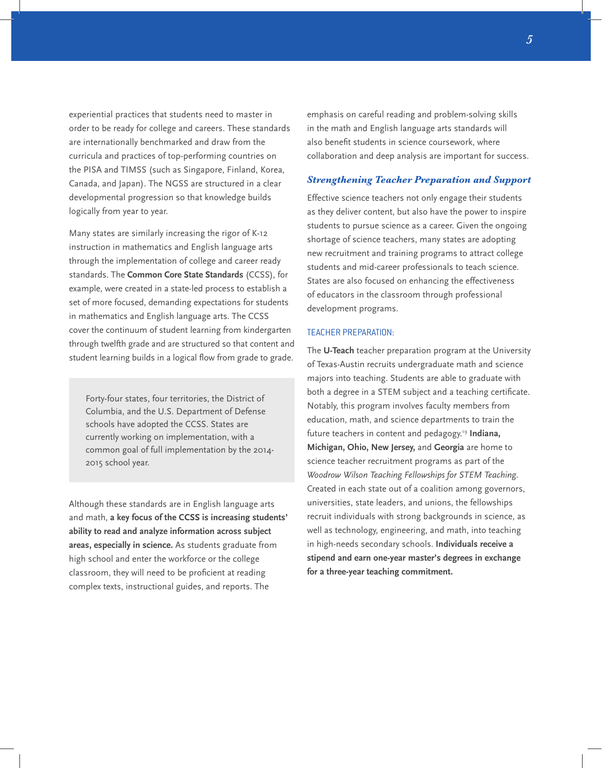experiential practices that students need to master in order to be ready for college and careers. These standards are internationally benchmarked and draw from the curricula and practices of top-performing countries on the PISA and TIMSS (such as Singapore, Finland, Korea, Canada, and Japan). The NGSS are structured in a clear developmental progression so that knowledge builds logically from year to year.

Many states are similarly increasing the rigor of K-12 instruction in mathematics and English language arts through the implementation of college and career ready standards. The **Common Core State Standards** (CCSS), for example, were created in a state-led process to establish a set of more focused, demanding expectations for students in mathematics and English language arts. The CCSS cover the continuum of student learning from kindergarten through twelfth grade and are structured so that content and student learning builds in a logical flow from grade to grade.

> Forty-four states, four territories, the District of Columbia, and the U.S. Department of Defense schools have adopted the CCSS. States are currently working on implementation, with a common goal of full implementation by the 2014-2015 school year.

Although these standards are in English language arts and math, **a key focus of the CCSS is increasing students' ability to read and analyze information across subject areas, especially in science.** As students graduate from high school and enter the workforce or the college classroom, they will need to be proficient at reading complex texts, instructional guides, and reports. The emphasis on careful reading and problem-solving skills in the math and English language arts standards will also benefit students in science coursework, where collaboration and deep analysis are important for success.

### *Strengthening Teacher Preparation and Support*

Effective science teachers not only engage their students as they deliver content, but also have the power to inspire students to pursue science as a career. Given the ongoing shortage of science teachers, many states are adopting new recruitment and training programs to attract college students and mid-career professionals to teach science. States are also focused on enhancing the effectiveness of educators in the classroom through professional development programs.

#### TEACHER PREPARATION:

The **U-Teach** teacher preparation program at the University of Texas-Austin recruits undergraduate math and science majors into teaching. Students are able to graduate with both a degree in a STEM subject and a teaching certificate. Notably, this program involves faculty members from education, math, and science departments to train the future teachers in content and pedagogy.[19] **Indiana, Michigan, Ohio, New Jersey,** and **Georgia** are home to science teacher recruitment programs as part of the *Woodrow Wilson Teaching Fellowships for STEM Teaching*. Created in each state out of a coalition among governors, universities, state leaders, and unions, the fellowships recruit individuals with strong backgrounds in science, as well as technology, engineering, and math, into teaching in high-needs secondary schools. **Individuals receive a stipend and earn one-year master's degrees in exchange for a three-year teaching commitment.**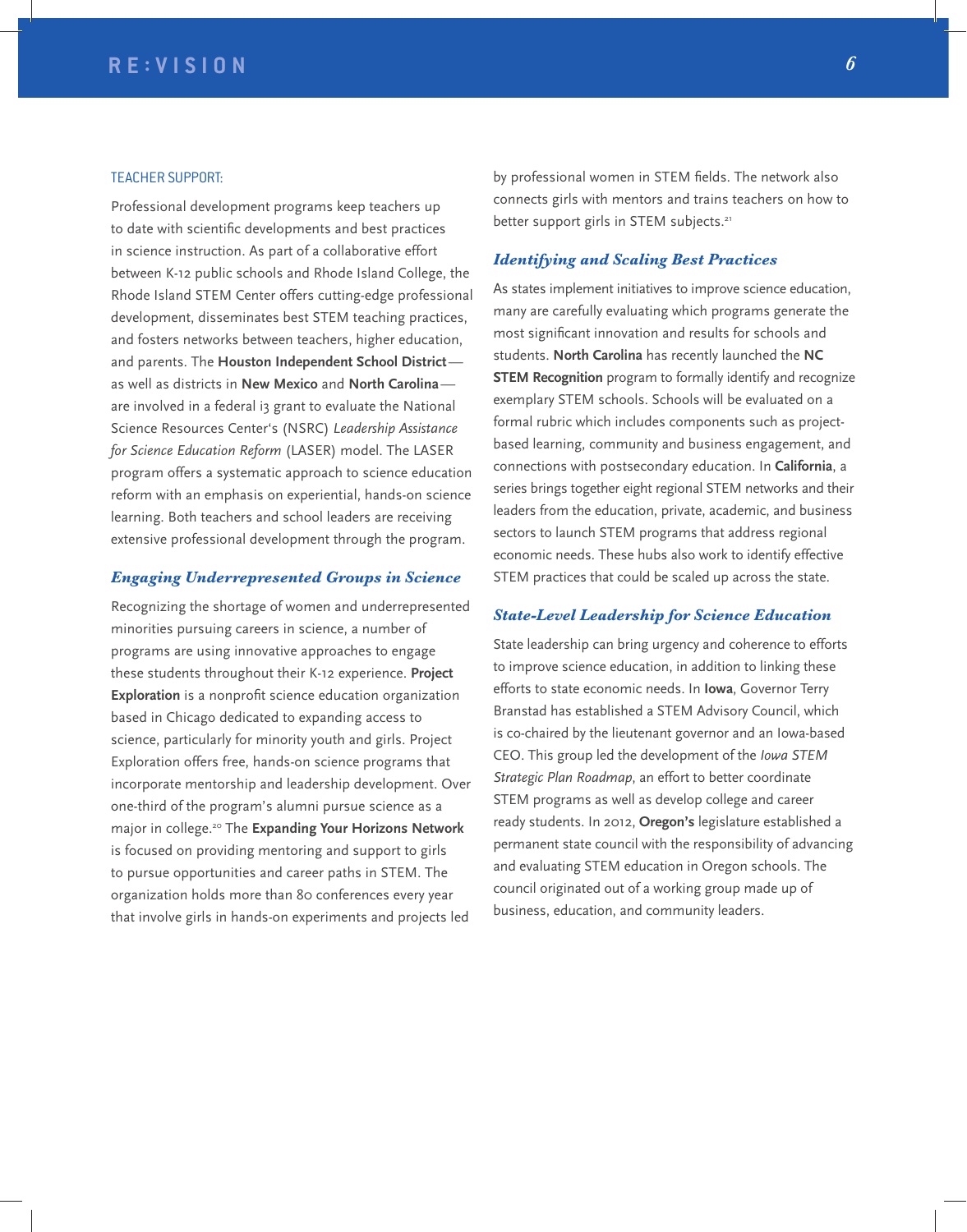### TEACHER SUPPORT:

Professional development programs keep teachers up to date with scientific developments and best practices in science instruction. As part of a collaborative effort between K-12 public schools and Rhode Island College, the Rhode Island STEM Center offers cutting-edge professional development, disseminates best STEM teaching practices, and fosters networks between teachers, higher education, and parents. The **Houston Independent School District**—as well as districts in **New Mexico** and **North Carolina**—are involved in a federal i3 grant to evaluate the National Science Resources Center's (NSRC) *Leadership Assistance for Science Education Reform* (LASER) model. The LASER program offers a systematic approach to science education reform with an emphasis on experiential, hands-on science learning. Both teachers and school leaders are receiving extensive professional development through the program.

### *Engaging Underrepresented Groups in Science*

Recognizing the shortage of women and underrepresented minorities pursuing careers in science, a number of programs are using innovative approaches to engage these students throughout their K-12 experience. **Project Exploration** is a nonprofit science education organization based in Chicago dedicated to expanding access to science, particularly for minority youth and girls. Project Exploration offers free, hands-on science programs that incorporate mentorship and leadership development. Over one-third of the program's alumni pursue science as a major in college.[20] The **Expanding Your Horizons Network** is focused on providing mentoring and support to girls to pursue opportunities and career paths in STEM. The organization holds more than 80 conferences every year that involve girls in hands-on experiments and projects led by professional women in STEM fields. The network also connects girls with mentors and trains teachers on how to better support girls in STEM subjects.[21]

### *Identifying and Scaling Best Practices*

As states implement initiatives to improve science education, many are carefully evaluating which programs generate the most significant innovation and results for schools and students. **North Carolina** has recently launched the **NC STEM Recognition** program to formally identify and recognize exemplary STEM schools. Schools will be evaluated on a formal rubric which includes components such as project-based learning, community and business engagement, and connections with postsecondary education. In **California**, a series brings together eight regional STEM networks and their leaders from the education, private, academic, and business sectors to launch STEM programs that address regional economic needs. These hubs also work to identify effective STEM practices that could be scaled up across the state.

### *State-Level Leadership for Science Education*

State leadership can bring urgency and coherence to efforts to improve science education, in addition to linking these efforts to state economic needs. In **Iowa**, Governor Terry Branstad has established a STEM Advisory Council, which is co-chaired by the lieutenant governor and an Iowa-based CEO. This group led the development of the *Iowa STEM Strategic Plan Roadmap*, an effort to better coordinate STEM programs as well as develop college and career ready students. In 2012, **Oregon's** legislature established a permanent state council with the responsibility of advancing and evaluating STEM education in Oregon schools. The council originated out of a working group made up of business, education, and community leaders.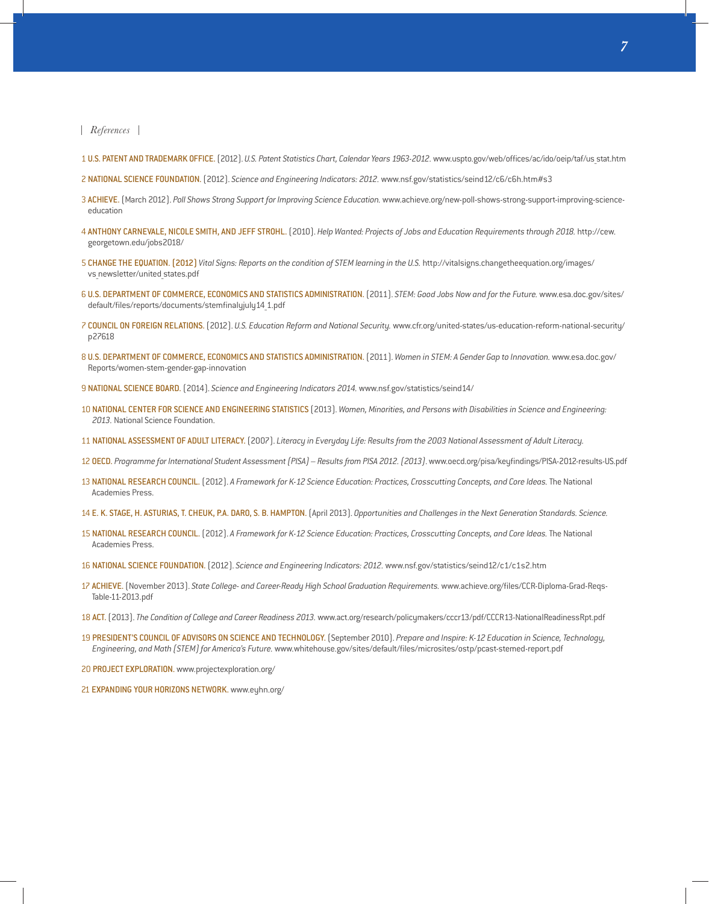*References*

1 **U.S. PATENT AND TRADEMARK OFFICE.** (2012). *U.S. Patent Statistics Chart, Calendar Years 1963-2012*. www.uspto.gov/web/offices/ac/ido/oeip/taf/us_stat.htm

2 **NATIONAL SCIENCE FOUNDATION.** (2012). *Science and Engineering Indicators: 2012.* www.nsf.gov/statistics/seind12/c6/c6h.htm#s3

3 **ACHIEVE.** (March 2012). *Poll Shows Strong Support for Improving Science Education.* www.achieve.org/new-poll-shows-strong-support-improving-science-education

4 **ANTHONY CARNEVALE, NICOLE SMITH, AND JEFF STROHL.** (2010). *Help Wanted: Projects of Jobs and Education Requirements through 2018.* http://cew.georgetown.edu/jobs2018/

5 **CHANGE THE EQUATION. (2012)** *Vital Signs: Reports on the condition of STEM learning in the U.S.* http://vitalsigns.changetheequation.org/images/vs_newsletter/united_states.pdf

6 **U.S. DEPARTMENT OF COMMERCE, ECONOMICS AND STATISTICS ADMINISTRATION.** (2011). *STEM: Good Jobs Now and for the Future.* www.esa.doc.gov/sites/default/files/reports/documents/stemfinalyjuly14_1.pdf

7 **COUNCIL ON FOREIGN RELATIONS.** (2012). *U.S. Education Reform and National Security.* www.cfr.org/united-states/us-education-reform-national-security/p27618

8 **U.S. DEPARTMENT OF COMMERCE, ECONOMICS AND STATISTICS ADMINISTRATION.** (2011). *Women in STEM: A Gender Gap to Innovation.* www.esa.doc.gov/Reports/women-stem-gender-gap-innovation

9 **NATIONAL SCIENCE BOARD.** (2014). *Science and Engineering Indicators 2014.* www.nsf.gov/statistics/seind14/

10 **NATIONAL CENTER FOR SCIENCE AND ENGINEERING STATISTICS** (2013). *Women, Minorities, and Persons with Disabilities in Science and Engineering: 2013.* National Science Foundation.

11 **NATIONAL ASSESSMENT OF ADULT LITERACY.** (2007). *Literacy in Everyday Life: Results from the 2003 National Assessment of Adult Literacy.*

12 **OECD.** *Programme for International Student Assessment (PISA) – Results from PISA 2012. (2013)*. www.oecd.org/pisa/keyfindings/PISA-2012-results-US.pdf

13 **NATIONAL RESEARCH COUNCIL.** (2012). *A Framework for K-12 Science Education: Practices, Crosscutting Concepts, and Core Ideas.* The National Academies Press.

14 **E. K. STAGE, H. ASTURIAS, T. CHEUK, P.A. DARO, S. B. HAMPTON.** (April 2013). *Opportunities and Challenges in the Next Generation Standards. Science.*

15 **NATIONAL RESEARCH COUNCIL.** (2012). *A Framework for K-12 Science Education: Practices, Crosscutting Concepts, and Core Ideas.* The National Academies Press.

16 **NATIONAL SCIENCE FOUNDATION.** (2012). *Science and Engineering Indicators: 2012.* www.nsf.gov/statistics/seind12/c1/c1s2.htm

17 **ACHIEVE.** (November 2013). *State College- and Career-Ready High School Graduation Requirements.* www.achieve.org/files/CCR-Diploma-Grad-Reqs-Table-11-2013.pdf

18 **ACT.** (2013). *The Condition of College and Career Readiness 2013.* www.act.org/research/policymakers/cccr13/pdf/CCCR13-NationalReadinessRpt.pdf

19 **PRESIDENT'S COUNCIL OF ADVISORS ON SCIENCE AND TECHNOLOGY.** (September 2010). *Prepare and Inspire: K-12 Education in Science, Technology, Engineering, and Math (STEM) for America's Future.* www.whitehouse.gov/sites/default/files/microsites/ostp/pcast-stemed-report.pdf

20 **PROJECT EXPLORATION.** www.projectexploration.org/

21 **EXPANDING YOUR HORIZONS NETWORK.** www.eyhn.org/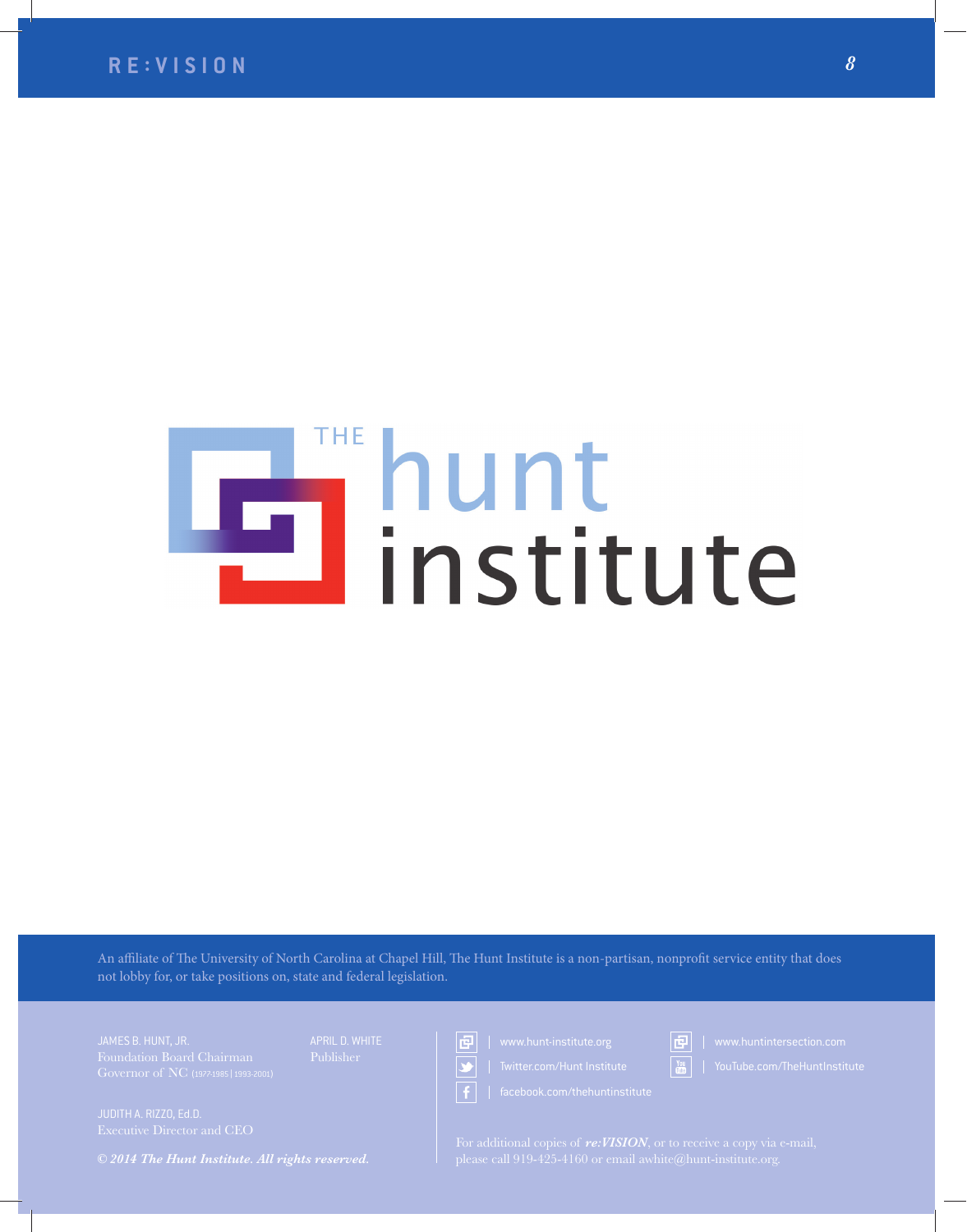THE hunt institute

An affiliate of The University of North Carolina at Chapel Hill, The Hunt Institute is a non-partisan, nonprofit service entity that does not lobby for, or take positions on, state and federal legislation.

JAMES B. HUNT, JR.
Foundation Board Chairman
Governor of NC (1977-1985 | 1993-2001)

APRIL D. WHITE
Publisher

JUDITH A. RIZZO, Ed.D.
Executive Director and CEO

***© 2014 The Hunt Institute. All rights reserved.***

www.hunt-institute.org

Twitter.com/Hunt Institute

facebook.com/thehuntinstitute

www.huntintersection.com

YouTube.com/TheHuntInstitute

For additional copies of ***re:VISION***, or to receive a copy via e-mail, please call 919-425-4160 or email awhite@hunt-institute.org.